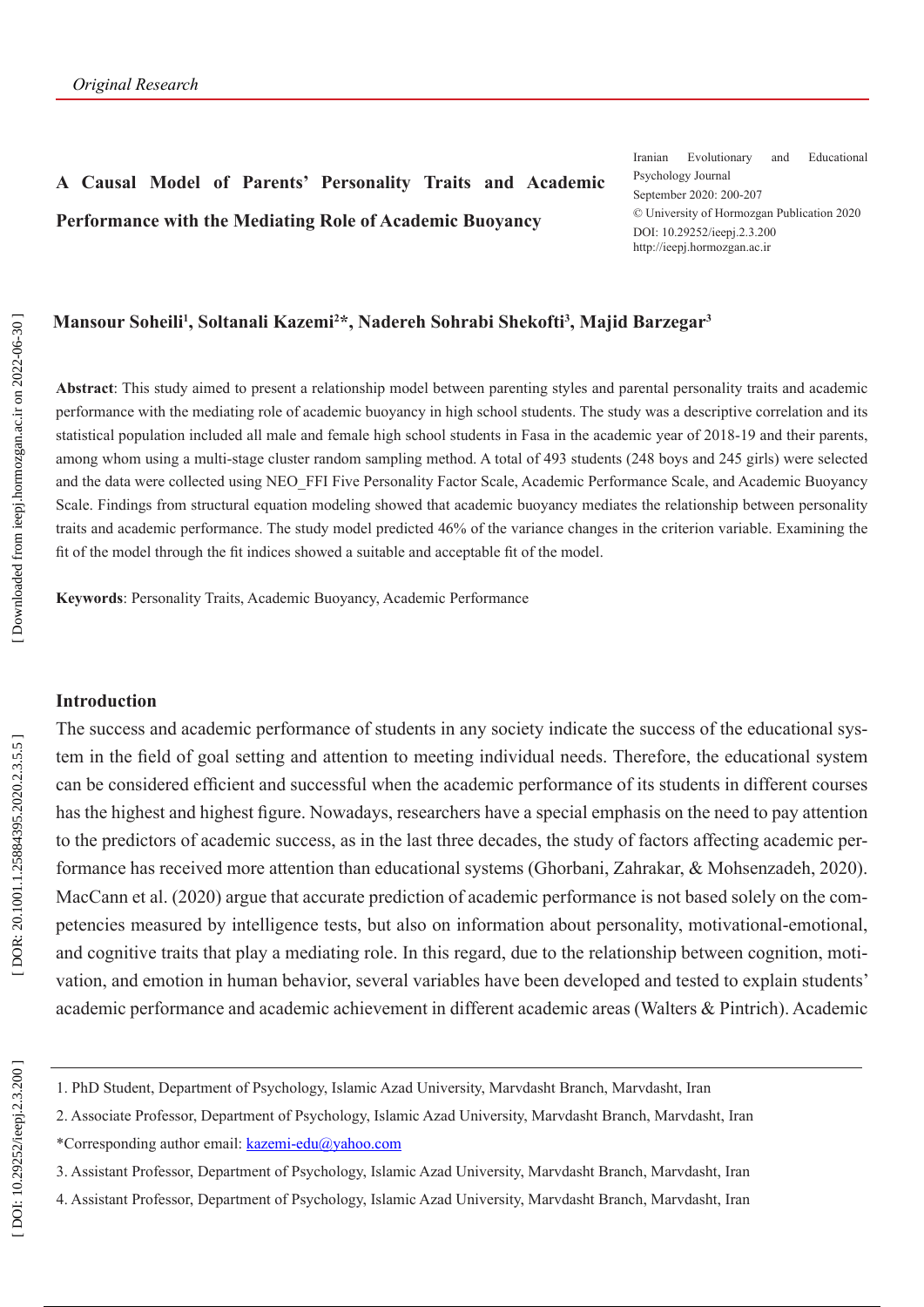*Original Research*

# A Causal Model of Parents' Personality Traits and Academic Performance with the Mediating Role of Academic Buoyancy

Iranian Evolutionary and Educational Psychology Journal
September 2020: 200-207
© University of Hormozgan Publication 2020
DOI: 10.29252/ieepj.2.3.200
http://ieepj.hormozgan.ac.ir

**Mansour Soheili[1], Soltanali Kazemi[2]\*, Nadereh Sohrabi Shekofti[3], Majid Barzegar[3]**

**Abstract**: This study aimed to present a relationship model between parenting styles and parental personality traits and academic performance with the mediating role of academic buoyancy in high school students. The study was a descriptive correlation and its statistical population included all male and female high school students in Fasa in the academic year of 2018-19 and their parents, among whom using a multi-stage cluster random sampling method. A total of 493 students (248 boys and 245 girls) were selected and the data were collected using NEO_FFI Five Personality Factor Scale, Academic Performance Scale, and Academic Buoyancy Scale. Findings from structural equation modeling showed that academic buoyancy mediates the relationship between personality traits and academic performance. The study model predicted 46% of the variance changes in the criterion variable. Examining the fit of the model through the fit indices showed a suitable and acceptable fit of the model.

**Keywords**: Personality Traits, Academic Buoyancy, Academic Performance

## Introduction

The success and academic performance of students in any society indicate the success of the educational system in the field of goal setting and attention to meeting individual needs. Therefore, the educational system can be considered efficient and successful when the academic performance of its students in different courses has the highest and highest figure. Nowadays, researchers have a special emphasis on the need to pay attention to the predictors of academic success, as in the last three decades, the study of factors affecting academic performance has received more attention than educational systems (Ghorbani, Zahrakar, & Mohsenzadeh, 2020). MacCann et al. (2020) argue that accurate prediction of academic performance is not based solely on the competencies measured by intelligence tests, but also on information about personality, motivational-emotional, and cognitive traits that play a mediating role. In this regard, due to the relationship between cognition, motivation, and emotion in human behavior, several variables have been developed and tested to explain students' academic performance and academic achievement in different academic areas (Walters & Pintrich). Academic

---

1. PhD Student, Department of Psychology, Islamic Azad University, Marvdasht Branch, Marvdasht, Iran
2. Associate Professor, Department of Psychology, Islamic Azad University, Marvdasht Branch, Marvdasht, Iran

\*Corresponding author email: kazemi-edu@yahoo.com

3. Assistant Professor, Department of Psychology, Islamic Azad University, Marvdasht Branch, Marvdasht, Iran
4. Assistant Professor, Department of Psychology, Islamic Azad University, Marvdasht Branch, Marvdasht, Iran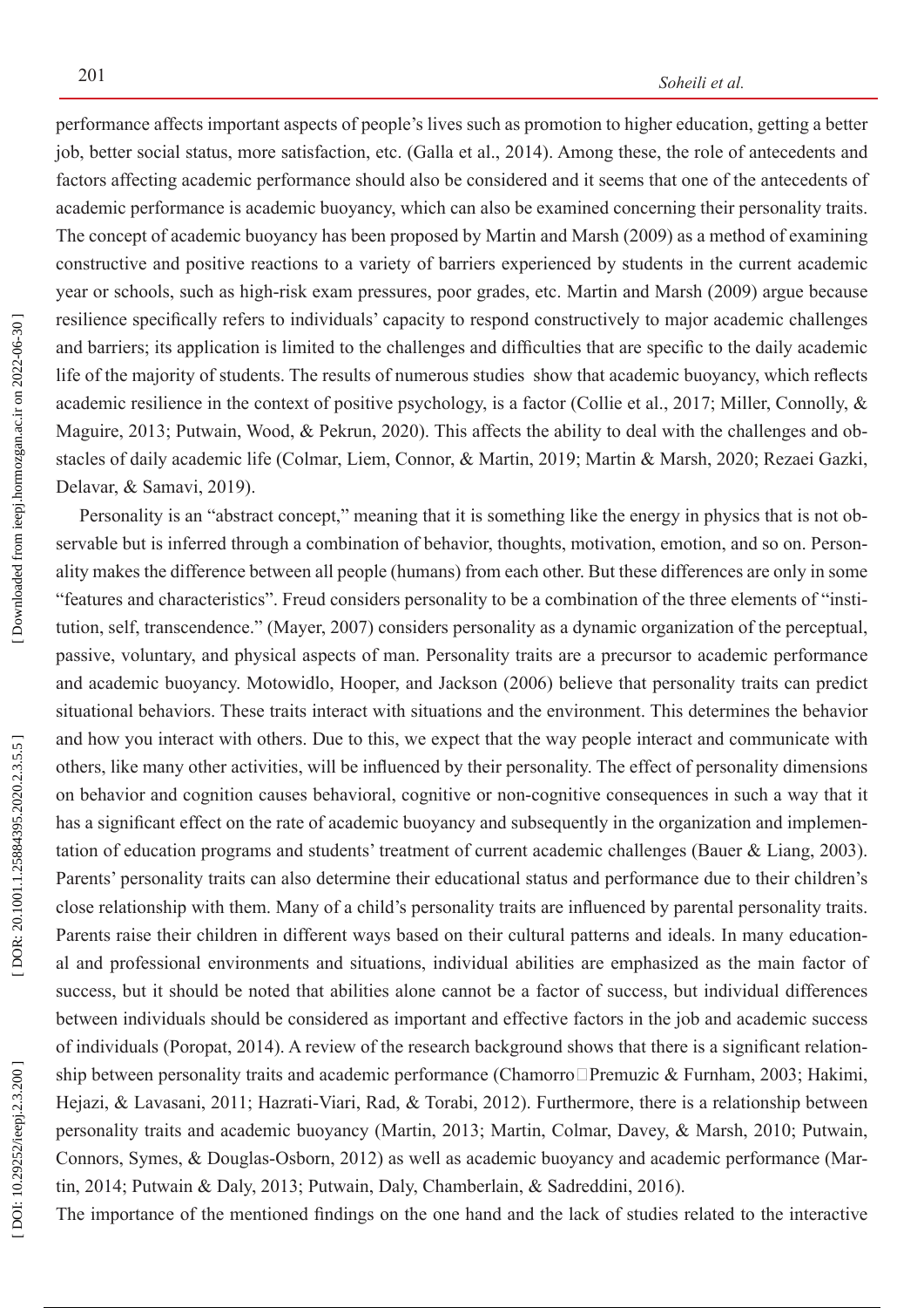performance affects important aspects of people's lives such as promotion to higher education, getting a better job, better social status, more satisfaction, etc. (Galla et al., 2014). Among these, the role of antecedents and factors affecting academic performance should also be considered and it seems that one of the antecedents of academic performance is academic buoyancy, which can also be examined concerning their personality traits. The concept of academic buoyancy has been proposed by Martin and Marsh (2009) as a method of examining constructive and positive reactions to a variety of barriers experienced by students in the current academic year or schools, such as high-risk exam pressures, poor grades, etc. Martin and Marsh (2009) argue because resilience specifically refers to individuals' capacity to respond constructively to major academic challenges and barriers; its application is limited to the challenges and difficulties that are specific to the daily academic life of the majority of students. The results of numerous studies show that academic buoyancy, which reflects academic resilience in the context of positive psychology, is a factor (Collie et al., 2017; Miller, Connolly, & Maguire, 2013; Putwain, Wood, & Pekrun, 2020). This affects the ability to deal with the challenges and obstacles of daily academic life (Colmar, Liem, Connor, & Martin, 2019; Martin & Marsh, 2020; Rezaei Gazki, Delavar, & Samavi, 2019).

Personality is an "abstract concept," meaning that it is something like the energy in physics that is not observable but is inferred through a combination of behavior, thoughts, motivation, emotion, and so on. Personality makes the difference between all people (humans) from each other. But these differences are only in some "features and characteristics". Freud considers personality to be a combination of the three elements of "institution, self, transcendence." (Mayer, 2007) considers personality as a dynamic organization of the perceptual, passive, voluntary, and physical aspects of man. Personality traits are a precursor to academic performance and academic buoyancy. Motowidlo, Hooper, and Jackson (2006) believe that personality traits can predict situational behaviors. These traits interact with situations and the environment. This determines the behavior and how you interact with others. Due to this, we expect that the way people interact and communicate with others, like many other activities, will be influenced by their personality. The effect of personality dimensions on behavior and cognition causes behavioral, cognitive or non-cognitive consequences in such a way that it has a significant effect on the rate of academic buoyancy and subsequently in the organization and implementation of education programs and students' treatment of current academic challenges (Bauer & Liang, 2003). Parents' personality traits can also determine their educational status and performance due to their children's close relationship with them. Many of a child's personality traits are influenced by parental personality traits. Parents raise their children in different ways based on their cultural patterns and ideals. In many educational and professional environments and situations, individual abilities are emphasized as the main factor of success, but it should be noted that abilities alone cannot be a factor of success, but individual differences between individuals should be considered as important and effective factors in the job and academic success of individuals (Poropat, 2014). A review of the research background shows that there is a significant relationship between personality traits and academic performance (Chamorro‐Premuzic & Furnham, 2003; Hakimi, Hejazi, & Lavasani, 2011; Hazrati-Viari, Rad, & Torabi, 2012). Furthermore, there is a relationship between personality traits and academic buoyancy (Martin, 2013; Martin, Colmar, Davey, & Marsh, 2010; Putwain, Connors, Symes, & Douglas-Osborn, 2012) as well as academic buoyancy and academic performance (Martin, 2014; Putwain & Daly, 2013; Putwain, Daly, Chamberlain, & Sadreddini, 2016).

The importance of the mentioned findings on the one hand and the lack of studies related to the interactive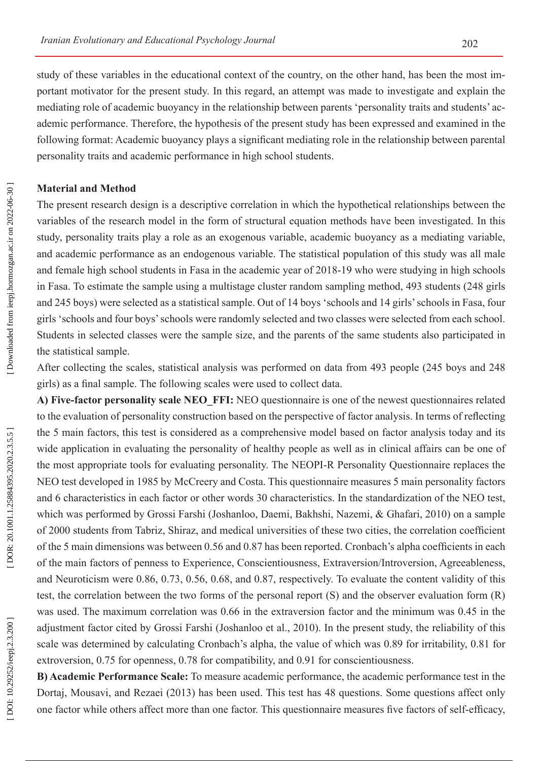study of these variables in the educational context of the country, on the other hand, has been the most important motivator for the present study. In this regard, an attempt was made to investigate and explain the mediating role of academic buoyancy in the relationship between parents 'personality traits and students' academic performance. Therefore, the hypothesis of the present study has been expressed and examined in the following format: Academic buoyancy plays a significant mediating role in the relationship between parental personality traits and academic performance in high school students.

**Material and Method**

The present research design is a descriptive correlation in which the hypothetical relationships between the variables of the research model in the form of structural equation methods have been investigated. In this study, personality traits play a role as an exogenous variable, academic buoyancy as a mediating variable, and academic performance as an endogenous variable. The statistical population of this study was all male and female high school students in Fasa in the academic year of 2018-19 who were studying in high schools in Fasa. To estimate the sample using a multistage cluster random sampling method, 493 students (248 girls and 245 boys) were selected as a statistical sample. Out of 14 boys 'schools and 14 girls' schools in Fasa, four girls 'schools and four boys' schools were randomly selected and two classes were selected from each school. Students in selected classes were the sample size, and the parents of the same students also participated in the statistical sample.

After collecting the scales, statistical analysis was performed on data from 493 people (245 boys and 248 girls) as a final sample. The following scales were used to collect data.

**A) Five-factor personality scale NEO_FFI:** NEO questionnaire is one of the newest questionnaires related to the evaluation of personality construction based on the perspective of factor analysis. In terms of reflecting the 5 main factors, this test is considered as a comprehensive model based on factor analysis today and its wide application in evaluating the personality of healthy people as well as in clinical affairs can be one of the most appropriate tools for evaluating personality. The NEOPI-R Personality Questionnaire replaces the NEO test developed in 1985 by McCreery and Costa. This questionnaire measures 5 main personality factors and 6 characteristics in each factor or other words 30 characteristics. In the standardization of the NEO test, which was performed by Grossi Farshi (Joshanloo, Daemi, Bakhshi, Nazemi, & Ghafari, 2010) on a sample of 2000 students from Tabriz, Shiraz, and medical universities of these two cities, the correlation coefficient of the 5 main dimensions was between 0.56 and 0.87 has been reported. Cronbach's alpha coefficients in each of the main factors of penness to Experience, Conscientiousness, Extraversion/Introversion, Agreeableness, and Neuroticism were 0.86, 0.73, 0.56, 0.68, and 0.87, respectively. To evaluate the content validity of this test, the correlation between the two forms of the personal report (S) and the observer evaluation form (R) was used. The maximum correlation was 0.66 in the extraversion factor and the minimum was 0.45 in the adjustment factor cited by Grossi Farshi (Joshanloo et al., 2010). In the present study, the reliability of this scale was determined by calculating Cronbach's alpha, the value of which was 0.89 for irritability, 0.81 for extroversion, 0.75 for openness, 0.78 for compatibility, and 0.91 for conscientiousness.

**B) Academic Performance Scale:** To measure academic performance, the academic performance test in the Dortaj, Mousavi, and Rezaei (2013) has been used. This test has 48 questions. Some questions affect only one factor while others affect more than one factor. This questionnaire measures five factors of self-efficacy,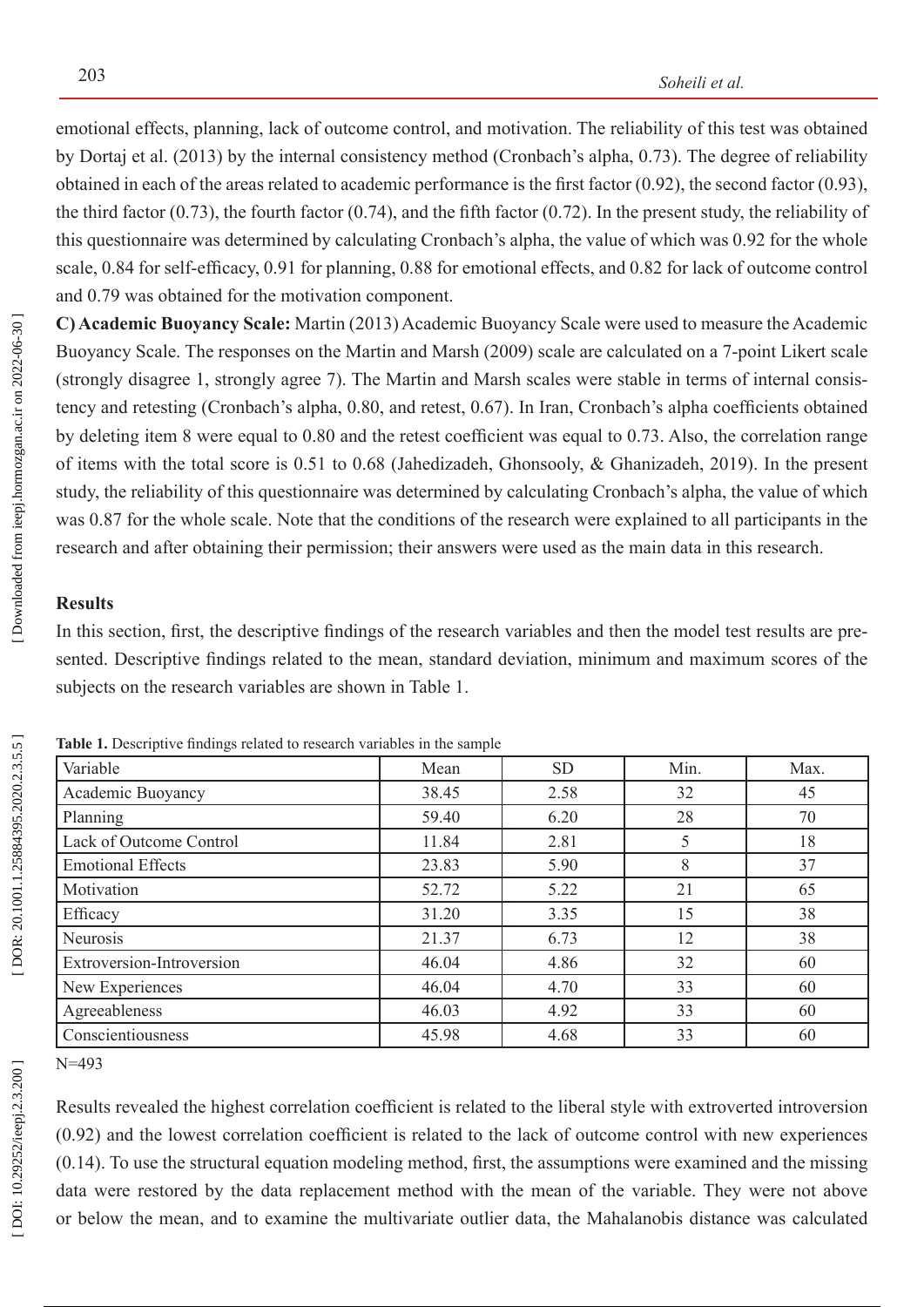emotional effects, planning, lack of outcome control, and motivation. The reliability of this test was obtained by Dortaj et al. (2013) by the internal consistency method (Cronbach's alpha, 0.73). The degree of reliability obtained in each of the areas related to academic performance is the first factor (0.92), the second factor (0.93), the third factor (0.73), the fourth factor (0.74), and the fifth factor (0.72). In the present study, the reliability of this questionnaire was determined by calculating Cronbach's alpha, the value of which was 0.92 for the whole scale, 0.84 for self-efficacy, 0.91 for planning, 0.88 for emotional effects, and 0.82 for lack of outcome control and 0.79 was obtained for the motivation component.

**C) Academic Buoyancy Scale:** Martin (2013) Academic Buoyancy Scale were used to measure the Academic Buoyancy Scale. The responses on the Martin and Marsh (2009) scale are calculated on a 7-point Likert scale (strongly disagree 1, strongly agree 7). The Martin and Marsh scales were stable in terms of internal consistency and retesting (Cronbach's alpha, 0.80, and retest, 0.67). In Iran, Cronbach's alpha coefficients obtained by deleting item 8 were equal to 0.80 and the retest coefficient was equal to 0.73. Also, the correlation range of items with the total score is 0.51 to 0.68 (Jahedizadeh, Ghonsooly, & Ghanizadeh, 2019). In the present study, the reliability of this questionnaire was determined by calculating Cronbach's alpha, the value of which was 0.87 for the whole scale. Note that the conditions of the research were explained to all participants in the research and after obtaining their permission; their answers were used as the main data in this research.

## Results

In this section, first, the descriptive findings of the research variables and then the model test results are presented. Descriptive findings related to the mean, standard deviation, minimum and maximum scores of the subjects on the research variables are shown in Table 1.

**Table 1.** Descriptive findings related to research variables in the sample

| Variable | Mean | SD | Min. | Max. |
|---|---|---|---|---|
| Academic Buoyancy | 38.45 | 2.58 | 32 | 45 |
| Planning | 59.40 | 6.20 | 28 | 70 |
| Lack of Outcome Control | 11.84 | 2.81 | 5 | 18 |
| Emotional Effects | 23.83 | 5.90 | 8 | 37 |
| Motivation | 52.72 | 5.22 | 21 | 65 |
| Efficacy | 31.20 | 3.35 | 15 | 38 |
| Neurosis | 21.37 | 6.73 | 12 | 38 |
| Extroversion-Introversion | 46.04 | 4.86 | 32 | 60 |
| New Experiences | 46.04 | 4.70 | 33 | 60 |
| Agreeableness | 46.03 | 4.92 | 33 | 60 |
| Conscientiousness | 45.98 | 4.68 | 33 | 60 |

N=493

Results revealed the highest correlation coefficient is related to the liberal style with extroverted introversion (0.92) and the lowest correlation coefficient is related to the lack of outcome control with new experiences (0.14). To use the structural equation modeling method, first, the assumptions were examined and the missing data were restored by the data replacement method with the mean of the variable. They were not above or below the mean, and to examine the multivariate outlier data, the Mahalanobis distance was calculated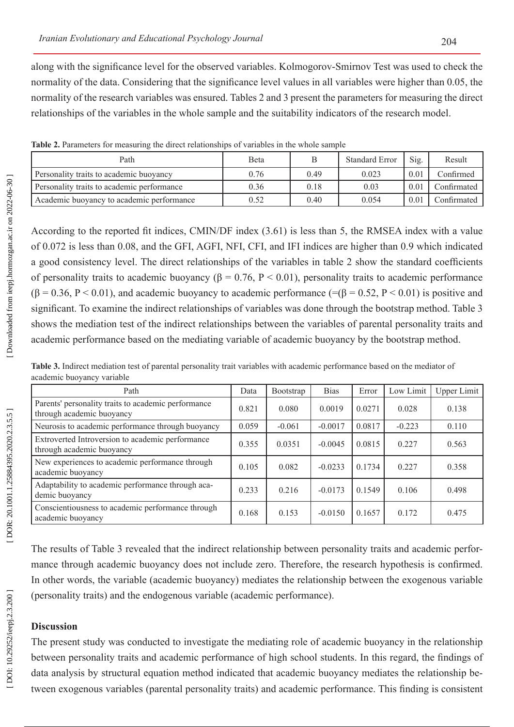along with the significance level for the observed variables. Kolmogorov-Smirnov Test was used to check the normality of the data. Considering that the significance level values in all variables were higher than 0.05, the normality of the research variables was ensured. Tables 2 and 3 present the parameters for measuring the direct relationships of the variables in the whole sample and the suitability indicators of the research model.

**Table 2.** Parameters for measuring the direct relationships of variables in the whole sample

| Path | Beta | B | Standard Error | Sig. | Result |
|---|---|---|---|---|---|
| Personality traits to academic buoyancy | 0.76 | 0.49 | 0.023 | 0.01 | Confirmed |
| Personality traits to academic performance | 0.36 | 0.18 | 0.03 | 0.01 | Confirmated |
| Academic buoyancy to academic performance | 0.52 | 0.40 | 0.054 | 0.01 | Confirmated |

According to the reported fit indices, CMIN/DF index (3.61) is less than 5, the RMSEA index with a value of 0.072 is less than 0.08, and the GFI, AGFI, NFI, CFI, and IFI indices are higher than 0.9 which indicated a good consistency level. The direct relationships of the variables in table 2 show the standard coefficients of personality traits to academic buoyancy ($\beta = 0.76$, $P < 0.01$), personality traits to academic performance ($\beta = 0.36$, $P < 0.01$), and academic buoyancy to academic performance (=($\beta = 0.52$, $P < 0.01$) is positive and significant. To examine the indirect relationships of variables was done through the bootstrap method. Table 3 shows the mediation test of the indirect relationships between the variables of parental personality traits and academic performance based on the mediating variable of academic buoyancy by the bootstrap method.

**Table 3.** Indirect mediation test of parental personality trait variables with academic performance based on the mediator of academic buoyancy variable

| Path | Data | Bootstrap | Bias | Error | Low Limit | Upper Limit |
|---|---|---|---|---|---|---|
| Parents' personality traits to academic performance through academic buoyancy | 0.821 | 0.080 | 0.0019 | 0.0271 | 0.028 | 0.138 |
| Neurosis to academic performance through buoyancy | 0.059 | -0.061 | -0.0017 | 0.0817 | -0.223 | 0.110 |
| Extroverted Introversion to academic performance through academic buoyancy | 0.355 | 0.0351 | -0.0045 | 0.0815 | 0.227 | 0.563 |
| New experiences to academic performance through academic buoyancy | 0.105 | 0.082 | -0.0233 | 0.1734 | 0.227 | 0.358 |
| Adaptability to academic performance through academic buoyancy | 0.233 | 0.216 | -0.0173 | 0.1549 | 0.106 | 0.498 |
| Conscientiousness to academic performance through academic buoyancy | 0.168 | 0.153 | -0.0150 | 0.1657 | 0.172 | 0.475 |

The results of Table 3 revealed that the indirect relationship between personality traits and academic performance through academic buoyancy does not include zero. Therefore, the research hypothesis is confirmed. In other words, the variable (academic buoyancy) mediates the relationship between the exogenous variable (personality traits) and the endogenous variable (academic performance).

## Discussion

The present study was conducted to investigate the mediating role of academic buoyancy in the relationship between personality traits and academic performance of high school students. In this regard, the findings of data analysis by structural equation method indicated that academic buoyancy mediates the relationship between exogenous variables (parental personality traits) and academic performance. This finding is consistent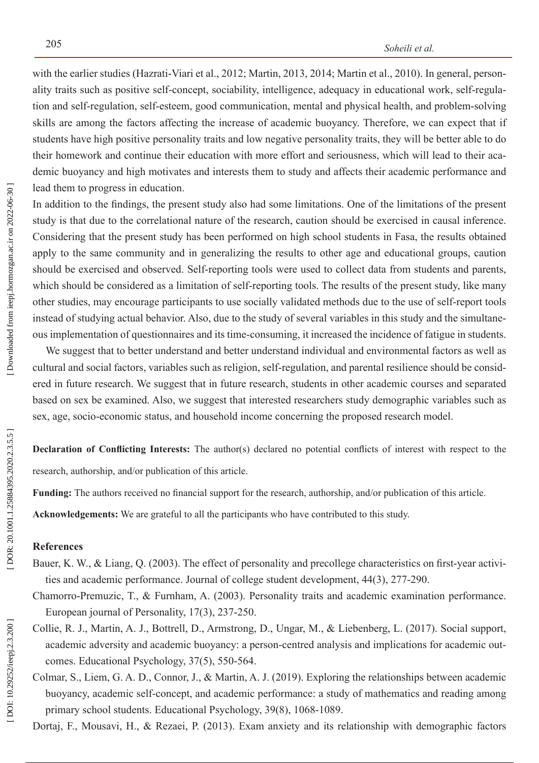with the earlier studies (Hazrati-Viari et al., 2012; Martin, 2013, 2014; Martin et al., 2010). In general, personality traits such as positive self-concept, sociability, intelligence, adequacy in educational work, self-regulation and self-regulation, self-esteem, good communication, mental and physical health, and problem-solving skills are among the factors affecting the increase of academic buoyancy. Therefore, we can expect that if students have high positive personality traits and low negative personality traits, they will be better able to do their homework and continue their education with more effort and seriousness, which will lead to their academic buoyancy and high motivates and interests them to study and affects their academic performance and lead them to progress in education.

In addition to the findings, the present study also had some limitations. One of the limitations of the present study is that due to the correlational nature of the research, caution should be exercised in causal inference. Considering that the present study has been performed on high school students in Fasa, the results obtained apply to the same community and in generalizing the results to other age and educational groups, caution should be exercised and observed. Self-reporting tools were used to collect data from students and parents, which should be considered as a limitation of self-reporting tools. The results of the present study, like many other studies, may encourage participants to use socially validated methods due to the use of self-report tools instead of studying actual behavior. Also, due to the study of several variables in this study and the simultaneous implementation of questionnaires and its time-consuming, it increased the incidence of fatigue in students.

We suggest that to better understand and better understand individual and environmental factors as well as cultural and social factors, variables such as religion, self-regulation, and parental resilience should be considered in future research. We suggest that in future research, students in other academic courses and separated based on sex be examined. Also, we suggest that interested researchers study demographic variables such as sex, age, socio-economic status, and household income concerning the proposed research model.

**Declaration of Conflicting Interests:** The author(s) declared no potential conflicts of interest with respect to the research, authorship, and/or publication of this article.

**Funding:** The authors received no financial support for the research, authorship, and/or publication of this article.

**Acknowledgements:** We are grateful to all the participants who have contributed to this study.

### References

Bauer, K. W., & Liang, Q. (2003). The effect of personality and precollege characteristics on first-year activities and academic performance. Journal of college student development, 44(3), 277-290.

Chamorro-Premuzic, T., & Furnham, A. (2003). Personality traits and academic examination performance. European journal of Personality, 17(3), 237-250.

Collie, R. J., Martin, A. J., Bottrell, D., Armstrong, D., Ungar, M., & Liebenberg, L. (2017). Social support, academic adversity and academic buoyancy: a person-centred analysis and implications for academic outcomes. Educational Psychology, 37(5), 550-564.

Colmar, S., Liem, G. A. D., Connor, J., & Martin, A. J. (2019). Exploring the relationships between academic buoyancy, academic self-concept, and academic performance: a study of mathematics and reading among primary school students. Educational Psychology, 39(8), 1068-1089.

Dortaj, F., Mousavi, H., & Rezaei, P. (2013). Exam anxiety and its relationship with demographic factors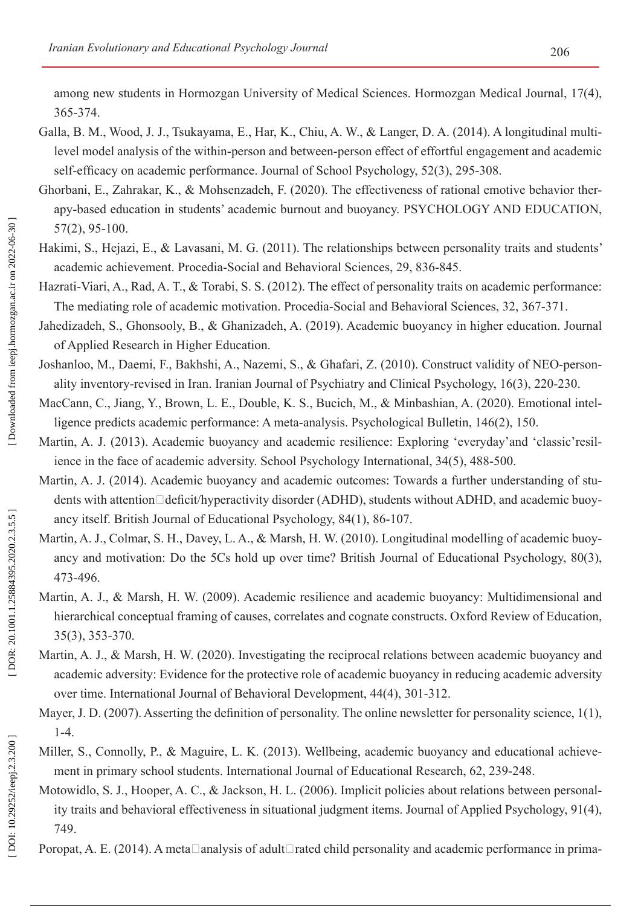among new students in Hormozgan University of Medical Sciences. Hormozgan Medical Journal, 17(4), 365-374.

Galla, B. M., Wood, J. J., Tsukayama, E., Har, K., Chiu, A. W., & Langer, D. A. (2014). A longitudinal multilevel model analysis of the within-person and between-person effect of effortful engagement and academic self-efficacy on academic performance. Journal of School Psychology, 52(3), 295-308.

Ghorbani, E., Zahrakar, K., & Mohsenzadeh, F. (2020). The effectiveness of rational emotive behavior therapy-based education in students' academic burnout and buoyancy. PSYCHOLOGY AND EDUCATION, 57(2), 95-100.

Hakimi, S., Hejazi, E., & Lavasani, M. G. (2011). The relationships between personality traits and students' academic achievement. Procedia-Social and Behavioral Sciences, 29, 836-845.

Hazrati-Viari, A., Rad, A. T., & Torabi, S. S. (2012). The effect of personality traits on academic performance: The mediating role of academic motivation. Procedia-Social and Behavioral Sciences, 32, 367-371.

Jahedizadeh, S., Ghonsooly, B., & Ghanizadeh, A. (2019). Academic buoyancy in higher education. Journal of Applied Research in Higher Education.

Joshanloo, M., Daemi, F., Bakhshi, A., Nazemi, S., & Ghafari, Z. (2010). Construct validity of NEO-personality inventory-revised in Iran. Iranian Journal of Psychiatry and Clinical Psychology, 16(3), 220-230.

MacCann, C., Jiang, Y., Brown, L. E., Double, K. S., Bucich, M., & Minbashian, A. (2020). Emotional intelligence predicts academic performance: A meta-analysis. Psychological Bulletin, 146(2), 150.

Martin, A. J. (2013). Academic buoyancy and academic resilience: Exploring 'everyday'and 'classic'resilience in the face of academic adversity. School Psychology International, 34(5), 488-500.

Martin, A. J. (2014). Academic buoyancy and academic outcomes: Towards a further understanding of students with attention□deficit/hyperactivity disorder (ADHD), students without ADHD, and academic buoyancy itself. British Journal of Educational Psychology, 84(1), 86-107.

Martin, A. J., Colmar, S. H., Davey, L. A., & Marsh, H. W. (2010). Longitudinal modelling of academic buoyancy and motivation: Do the 5Cs hold up over time? British Journal of Educational Psychology, 80(3), 473-496.

Martin, A. J., & Marsh, H. W. (2009). Academic resilience and academic buoyancy: Multidimensional and hierarchical conceptual framing of causes, correlates and cognate constructs. Oxford Review of Education, 35(3), 353-370.

Martin, A. J., & Marsh, H. W. (2020). Investigating the reciprocal relations between academic buoyancy and academic adversity: Evidence for the protective role of academic buoyancy in reducing academic adversity over time. International Journal of Behavioral Development, 44(4), 301-312.

Mayer, J. D. (2007). Asserting the definition of personality. The online newsletter for personality science, 1(1), 1-4.

Miller, S., Connolly, P., & Maguire, L. K. (2013). Wellbeing, academic buoyancy and educational achievement in primary school students. International Journal of Educational Research, 62, 239-248.

Motowidlo, S. J., Hooper, A. C., & Jackson, H. L. (2006). Implicit policies about relations between personality traits and behavioral effectiveness in situational judgment items. Journal of Applied Psychology, 91(4), 749.

Poropat, A. E. (2014). A meta□analysis of adult□rated child personality and academic performance in prima-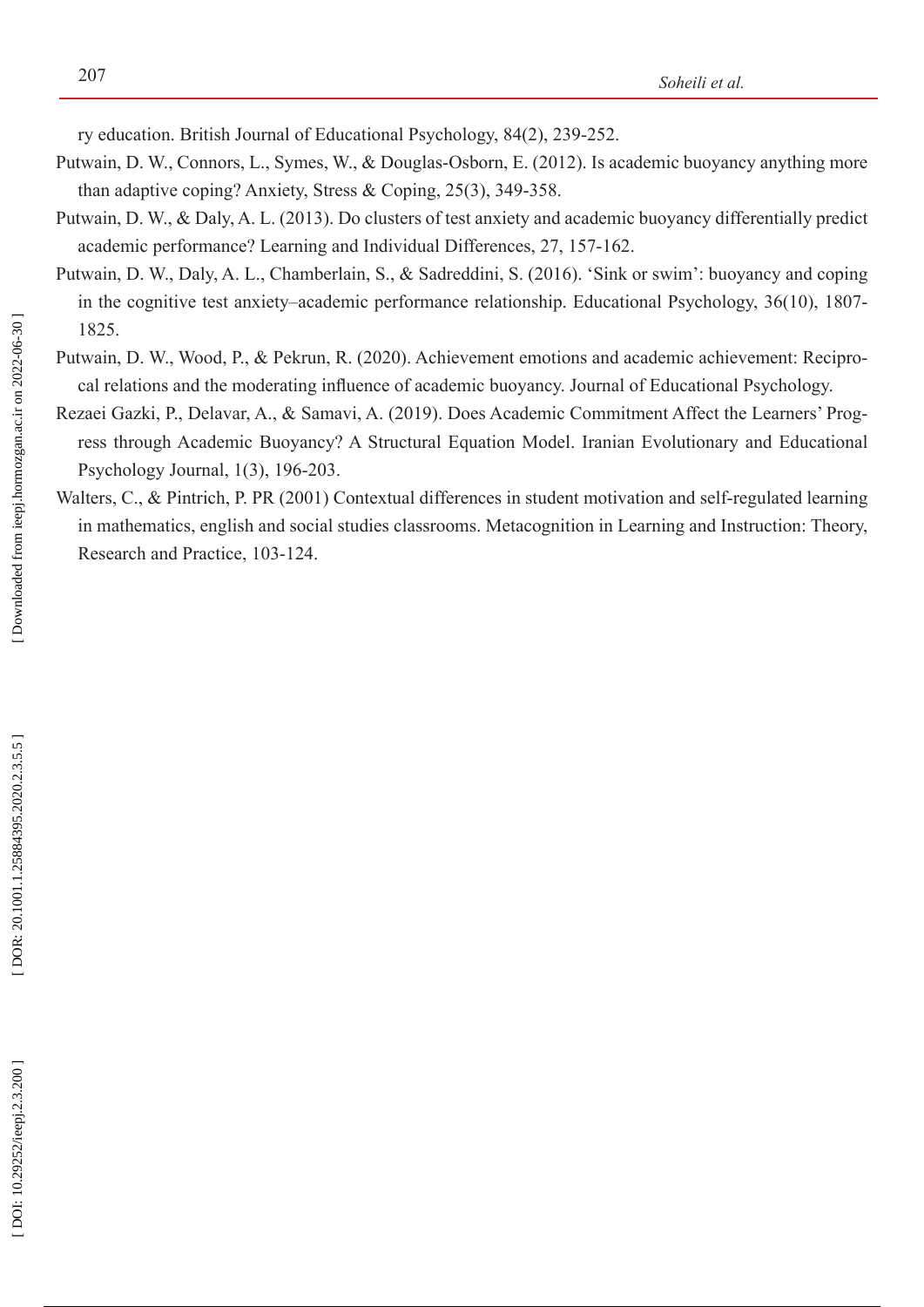ry education. British Journal of Educational Psychology, 84(2), 239-252.

Putwain, D. W., Connors, L., Symes, W., & Douglas-Osborn, E. (2012). Is academic buoyancy anything more than adaptive coping? Anxiety, Stress & Coping, 25(3), 349-358.

Putwain, D. W., & Daly, A. L. (2013). Do clusters of test anxiety and academic buoyancy differentially predict academic performance? Learning and Individual Differences, 27, 157-162.

Putwain, D. W., Daly, A. L., Chamberlain, S., & Sadreddini, S. (2016). 'Sink or swim': buoyancy and coping in the cognitive test anxiety–academic performance relationship. Educational Psychology, 36(10), 1807-1825.

Putwain, D. W., Wood, P., & Pekrun, R. (2020). Achievement emotions and academic achievement: Reciprocal relations and the moderating influence of academic buoyancy. Journal of Educational Psychology.

Rezaei Gazki, P., Delavar, A., & Samavi, A. (2019). Does Academic Commitment Affect the Learners' Progress through Academic Buoyancy? A Structural Equation Model. Iranian Evolutionary and Educational Psychology Journal, 1(3), 196-203.

Walters, C., & Pintrich, P. PR (2001) Contextual differences in student motivation and self-regulated learning in mathematics, english and social studies classrooms. Metacognition in Learning and Instruction: Theory, Research and Practice, 103-124.